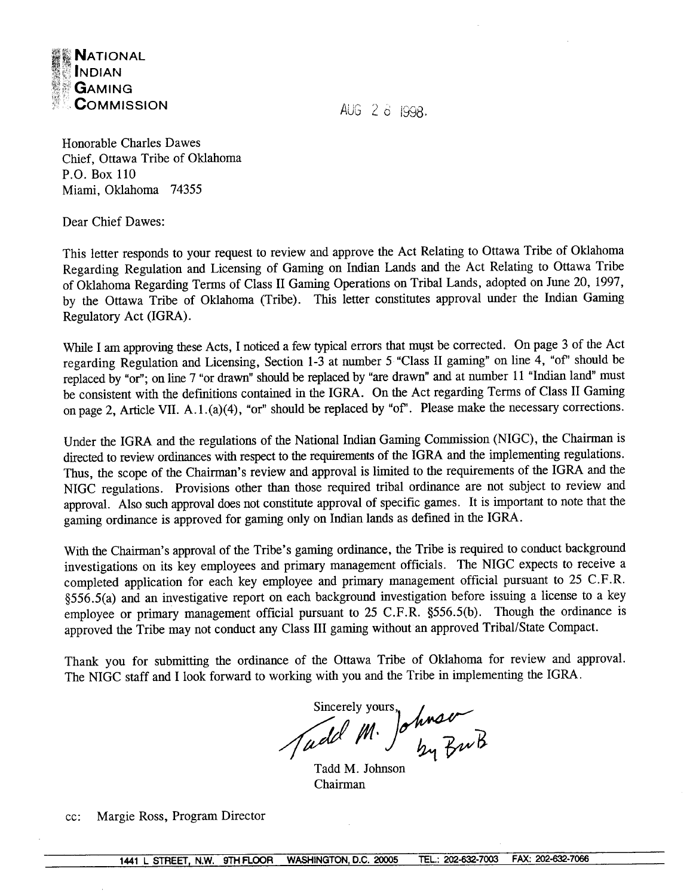**NATIONAL INDIAN GAMING COMMISSION**

AUG 28 1998.

Honorable Charles Dawes
Chief, Ottawa Tribe of Oklahoma
P.O. Box 110
Miami, Oklahoma 74355

Dear Chief Dawes:

This letter responds to your request to review and approve the Act Relating to Ottawa Tribe of Oklahoma Regarding Regulation and Licensing of Gaming on Indian Lands and the Act Relating to Ottawa Tribe of Oklahoma Regarding Terms of Class II Gaming Operations on Tribal Lands, adopted on June 20, 1997, by the Ottawa Tribe of Oklahoma (Tribe). This letter constitutes approval under the Indian Gaming Regulatory Act (IGRA).

While I am approving these Acts, I noticed a few typical errors that must be corrected. On page 3 of the Act regarding Regulation and Licensing, Section 1-3 at number 5 "Class II gaming" on line 4, "of" should be replaced by "or"; on line 7 "or drawn" should be replaced by "are drawn" and at number 11 "Indian land" must be consistent with the definitions contained in the IGRA. On the Act regarding Terms of Class II Gaming on page 2, Article VII. A.1.(a)(4), "or" should be replaced by "of". Please make the necessary corrections.

Under the IGRA and the regulations of the National Indian Gaming Commission (NIGC), the Chairman is directed to review ordinances with respect to the requirements of the IGRA and the implementing regulations. Thus, the scope of the Chairman's review and approval is limited to the requirements of the IGRA and the NIGC regulations. Provisions other than those required tribal ordinance are not subject to review and approval. Also such approval does not constitute approval of specific games. It is important to note that the gaming ordinance is approved for gaming only on Indian lands as defined in the IGRA.

With the Chairman's approval of the Tribe's gaming ordinance, the Tribe is required to conduct background investigations on its key employees and primary management officials. The NIGC expects to receive a completed application for each key employee and primary management official pursuant to 25 C.F.R. §556.5(a) and an investigative report on each background investigation before issuing a license to a key employee or primary management official pursuant to 25 C.F.R. §556.5(b). Though the ordinance is approved the Tribe may not conduct any Class III gaming without an approved Tribal/State Compact.

Thank you for submitting the ordinance of the Ottawa Tribe of Oklahoma for review and approval. The NIGC staff and I look forward to working with you and the Tribe in implementing the IGRA.

Sincerely yours,

Tadd M. Johnson by BwB

Tadd M. Johnson
Chairman

cc: Margie Ross, Program Director

1441 L STREET, N.W. 9TH FLOOR WASHINGTON, D.C. 20005 TEL.: 202-632-7003 FAX: 202-632-7066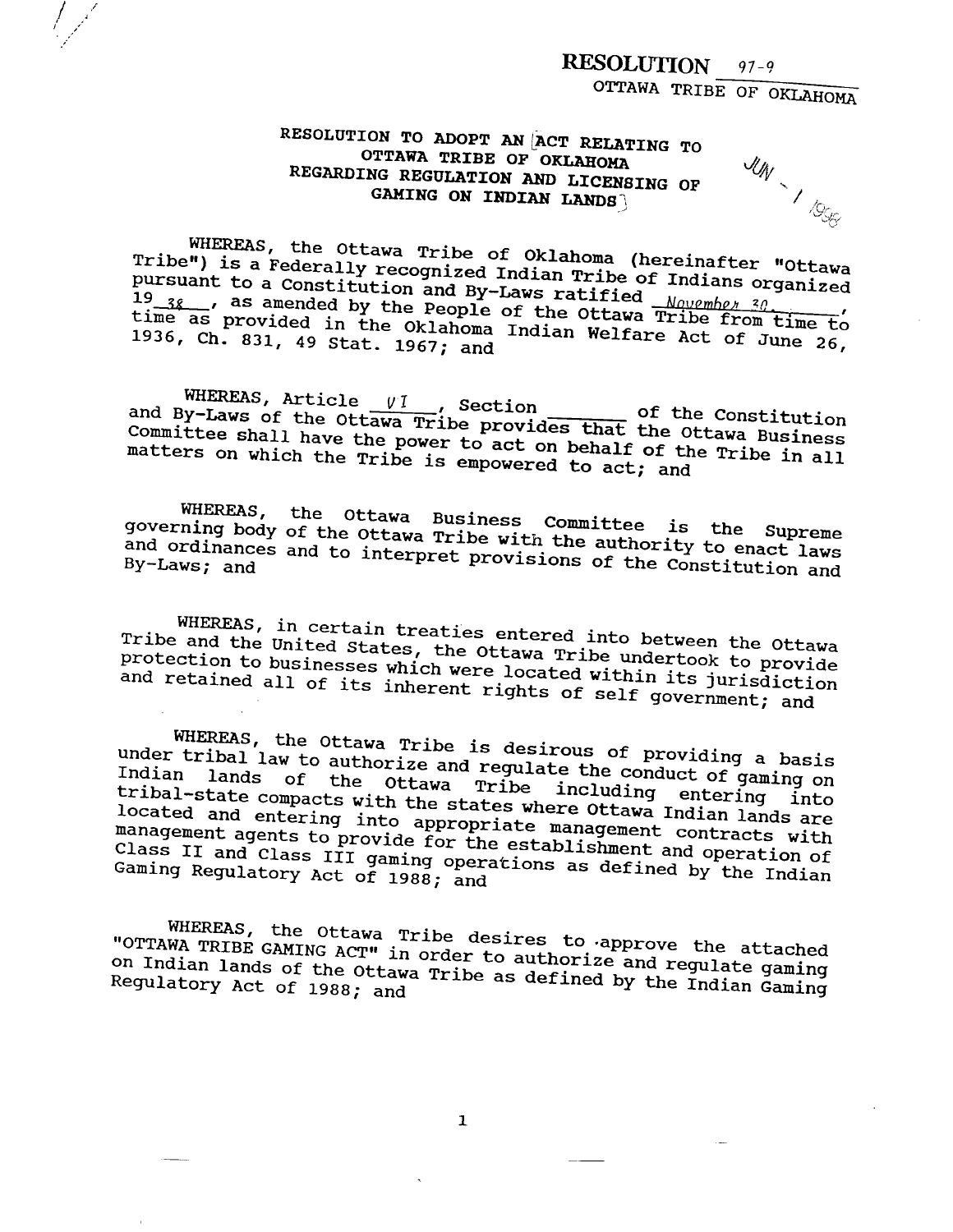**RESOLUTION** 97-9

OTTAWA TRIBE OF OKLAHOMA

### RESOLUTION TO ADOPT AN ACT RELATING TO OTTAWA TRIBE OF OKLAHOMA REGARDING REGULATION AND LICENSING OF GAMING ON INDIAN LANDS

JUN - 1 1998

WHEREAS, the Ottawa Tribe of Oklahoma (hereinafter "Ottawa Tribe") is a Federally recognized Indian Tribe of Indians organized pursuant to a Constitution and By-Laws ratified November 30, 1938, as amended by the People of the Ottawa Tribe from time to time as provided in the Oklahoma Indian Welfare Act of June 26, 1936, Ch. 831, 49 Stat. 1967; and

WHEREAS, Article VI, Section ______ of the Constitution and By-Laws of the Ottawa Tribe provides that the Ottawa Business Committee shall have the power to act on behalf of the Tribe in all matters on which the Tribe is empowered to act; and

WHEREAS, the Ottawa Business Committee is the Supreme governing body of the Ottawa Tribe with the authority to enact laws and ordinances and to interpret provisions of the Constitution and By-Laws; and

WHEREAS, in certain treaties entered into between the Ottawa Tribe and the United States, the Ottawa Tribe undertook to provide protection to businesses which were located within its jurisdiction and retained all of its inherent rights of self government; and

WHEREAS, the Ottawa Tribe is desirous of providing a basis under tribal law to authorize and regulate the conduct of gaming on Indian lands of the Ottawa Tribe including entering into tribal-state compacts with the states where Ottawa Indian lands are located and entering into appropriate management contracts with management agents to provide for the establishment and operation of Class II and Class III gaming operations as defined by the Indian Gaming Regulatory Act of 1988; and

WHEREAS, the Ottawa Tribe desires to approve the attached "OTTAWA TRIBE GAMING ACT" in order to authorize and regulate gaming on Indian lands of the Ottawa Tribe as defined by the Indian Gaming Regulatory Act of 1988; and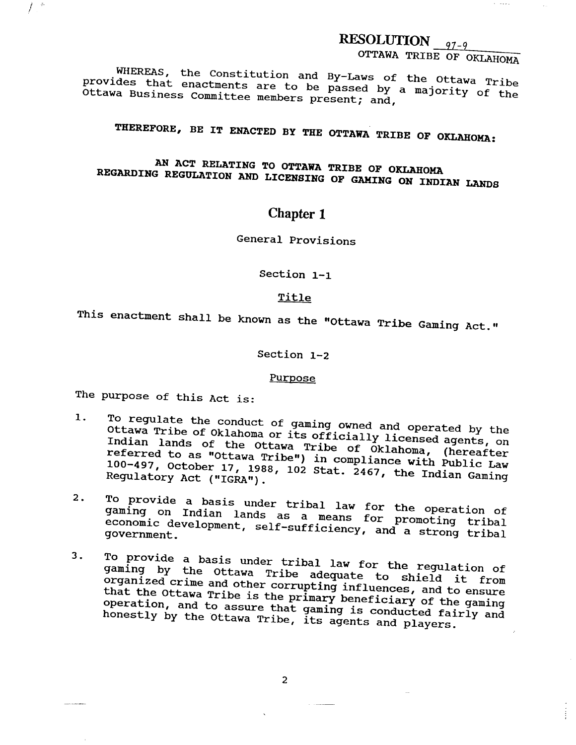**RESOLUTION** 97-9

OTTAWA TRIBE OF OKLAHOMA

WHEREAS, the Constitution and By-Laws of the Ottawa Tribe provides that enactments are to be passed by a majority of the Ottawa Business Committee members present; and,

**THEREFORE, BE IT ENACTED BY THE OTTAWA TRIBE OF OKLAHOMA:**

**AN ACT RELATING TO OTTAWA TRIBE OF OKLAHOMA REGARDING REGULATION AND LICENSING OF GAMING ON INDIAN LANDS**

# Chapter 1

General Provisions

## Section 1-1

Title

This enactment shall be known as the "Ottawa Tribe Gaming Act."

## Section 1-2

Purpose

The purpose of this Act is:

1. To regulate the conduct of gaming owned and operated by the Ottawa Tribe of Oklahoma or its officially licensed agents, on Indian lands of the Ottawa Tribe of Oklahoma, (hereafter referred to as "Ottawa Tribe") in compliance with Public Law 100-497, October 17, 1988, 102 Stat. 2467, the Indian Gaming Regulatory Act ("IGRA").

2. To provide a basis under tribal law for the operation of gaming on Indian lands as a means for promoting tribal economic development, self-sufficiency, and a strong tribal government.

3. To provide a basis under tribal law for the regulation of gaming by the Ottawa Tribe adequate to shield it from organized crime and other corrupting influences, and to ensure that the Ottawa Tribe is the primary beneficiary of the gaming operation, and to assure that gaming is conducted fairly and honestly by the Ottawa Tribe, its agents and players.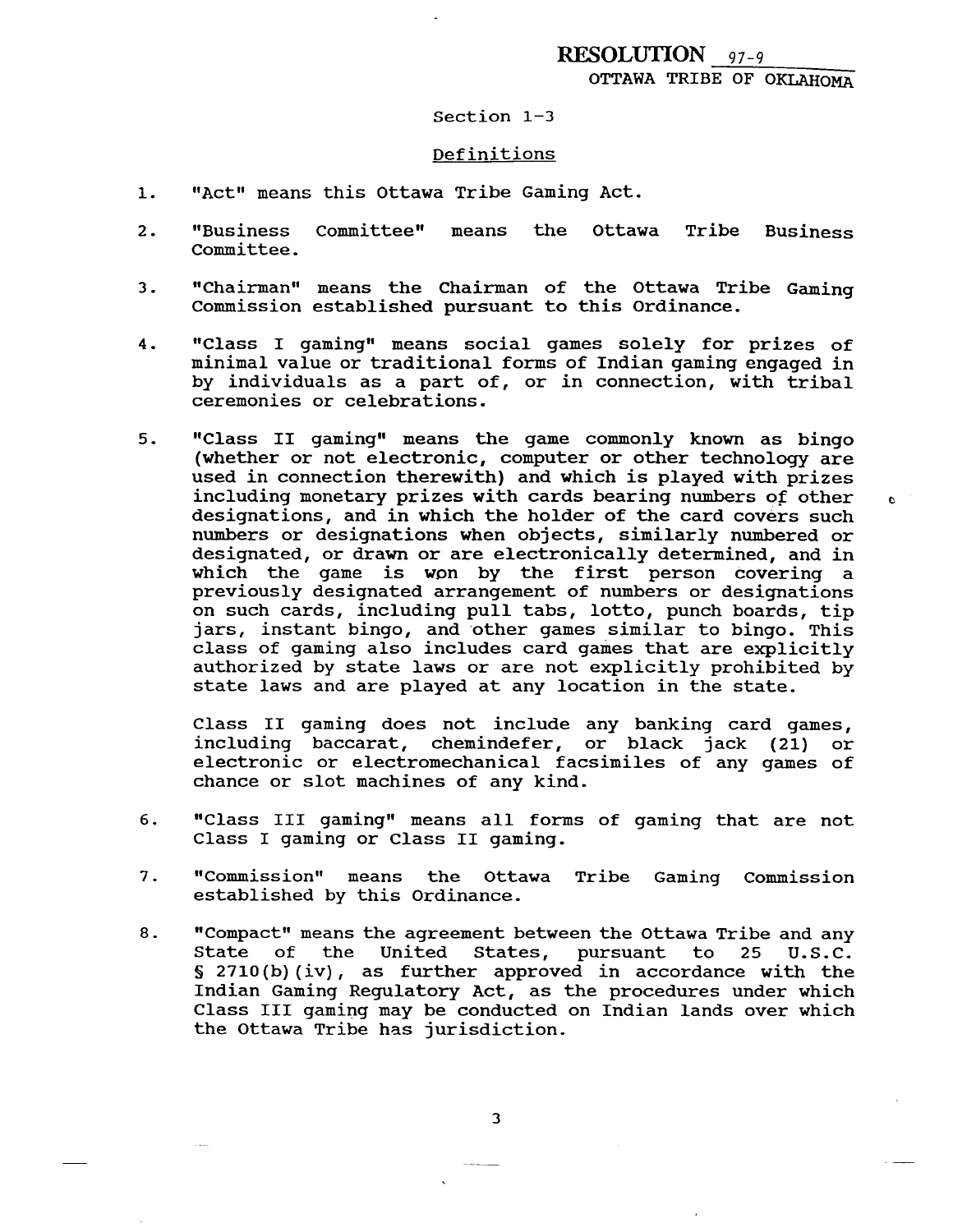**RESOLUTION** 97-9
OTTAWA TRIBE OF OKLAHOMA

Section 1-3

Definitions

1. "Act" means this Ottawa Tribe Gaming Act.

2. "Business Committee" means the Ottawa Tribe Business Committee.

3. "Chairman" means the Chairman of the Ottawa Tribe Gaming Commission established pursuant to this Ordinance.

4. "Class I gaming" means social games solely for prizes of minimal value or traditional forms of Indian gaming engaged in by individuals as a part of, or in connection, with tribal ceremonies or celebrations.

5. "Class II gaming" means the game commonly known as bingo (whether or not electronic, computer or other technology are used in connection therewith) and which is played with prizes including monetary prizes with cards bearing numbers of other designations, and in which the holder of the card covers such numbers or designations when objects, similarly numbered or designated, or drawn or are electronically determined, and in which the game is won by the first person covering a previously designated arrangement of numbers or designations on such cards, including pull tabs, lotto, punch boards, tip jars, instant bingo, and other games similar to bingo. This class of gaming also includes card games that are explicitly authorized by state laws or are not explicitly prohibited by state laws and are played at any location in the state.

   Class II gaming does not include any banking card games, including baccarat, chemindefer, or black jack (21) or electronic or electromechanical facsimiles of any games of chance or slot machines of any kind.

6. "Class III gaming" means all forms of gaming that are not Class I gaming or Class II gaming.

7. "Commission" means the Ottawa Tribe Gaming Commission established by this Ordinance.

8. "Compact" means the agreement between the Ottawa Tribe and any State of the United States, pursuant to 25 U.S.C. § 2710(b)(iv), as further approved in accordance with the Indian Gaming Regulatory Act, as the procedures under which Class III gaming may be conducted on Indian lands over which the Ottawa Tribe has jurisdiction.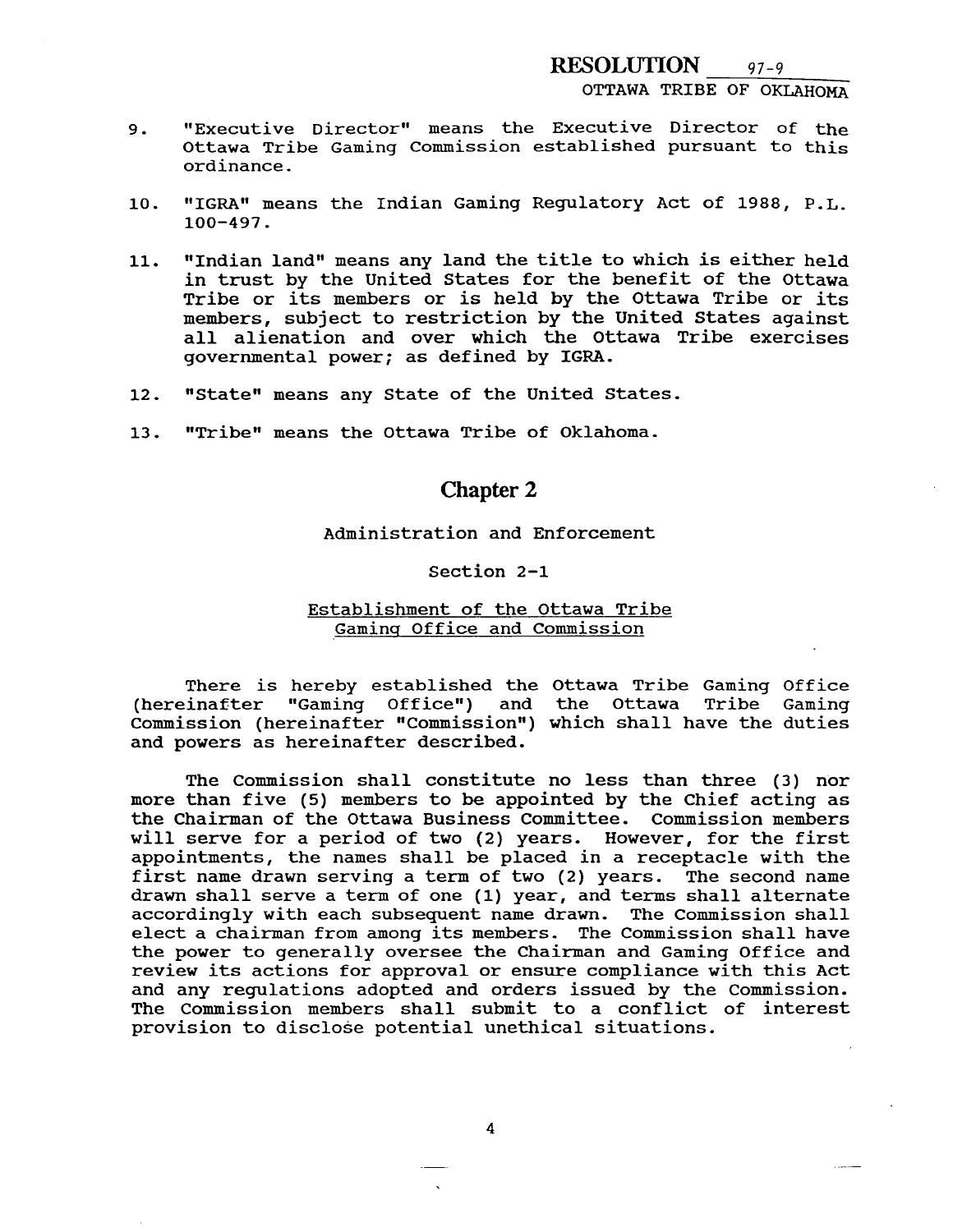9. "Executive Director" means the Executive Director of the Ottawa Tribe Gaming Commission established pursuant to this ordinance.

10. "IGRA" means the Indian Gaming Regulatory Act of 1988, P.L. 100-497.

11. "Indian land" means any land the title to which is either held in trust by the United States for the benefit of the Ottawa Tribe or its members or is held by the Ottawa Tribe or its members, subject to restriction by the United States against all alienation and over which the Ottawa Tribe exercises governmental power; as defined by IGRA.

12. "State" means any State of the United States.

13. "Tribe" means the Ottawa Tribe of Oklahoma.

## Chapter 2

Administration and Enforcement

Section 2-1

Establishment of the Ottawa Tribe Gaming Office and Commission

There is hereby established the Ottawa Tribe Gaming Office (hereinafter "Gaming Office") and the Ottawa Tribe Gaming Commission (hereinafter "Commission") which shall have the duties and powers as hereinafter described.

The Commission shall constitute no less than three (3) nor more than five (5) members to be appointed by the Chief acting as the Chairman of the Ottawa Business Committee. Commission members will serve for a period of two (2) years. However, for the first appointments, the names shall be placed in a receptacle with the first name drawn serving a term of two (2) years. The second name drawn shall serve a term of one (1) year, and terms shall alternate accordingly with each subsequent name drawn. The Commission shall elect a chairman from among its members. The Commission shall have the power to generally oversee the Chairman and Gaming Office and review its actions for approval or ensure compliance with this Act and any regulations adopted and orders issued by the Commission. The Commission members shall submit to a conflict of interest provision to disclose potential unethical situations.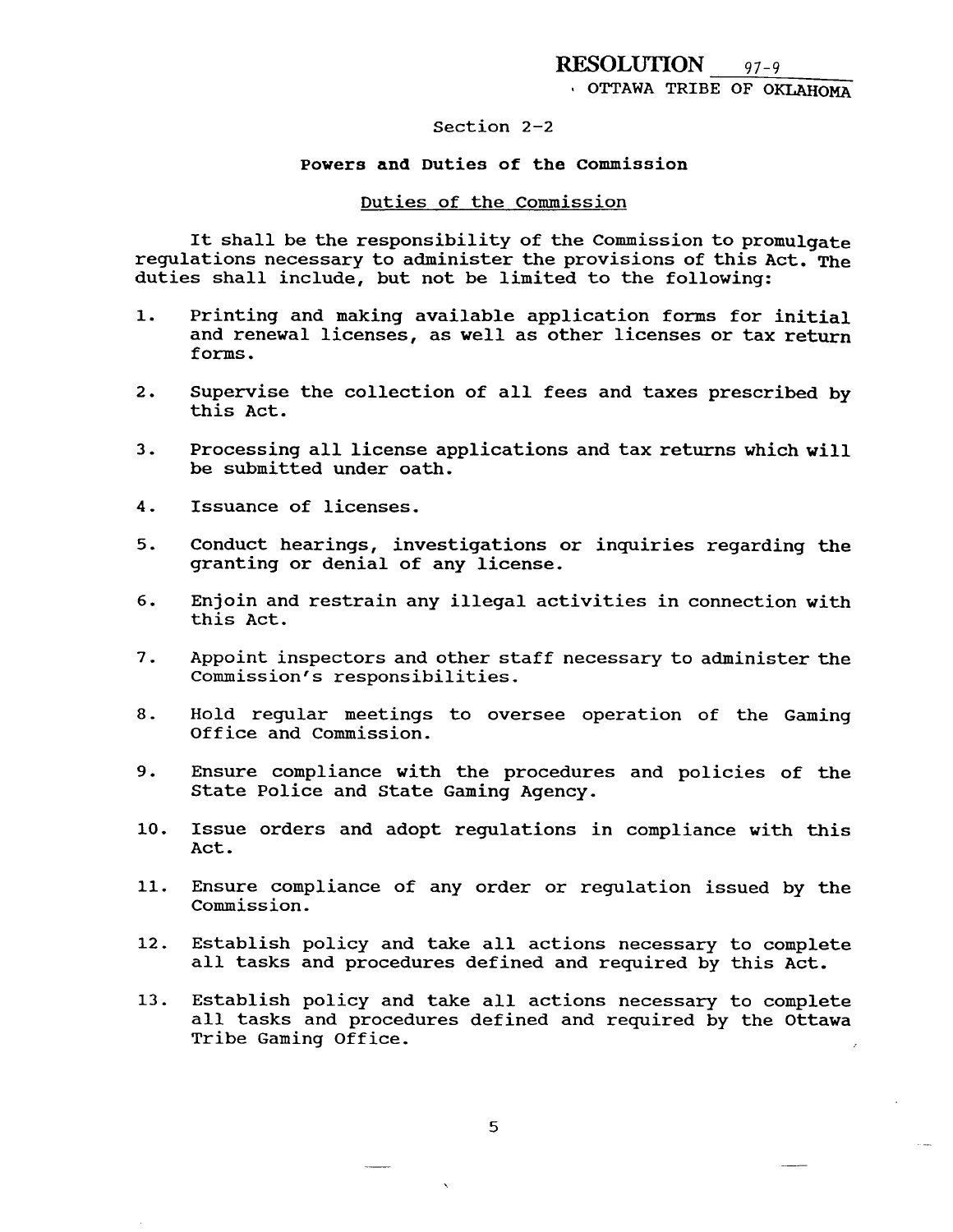## Section 2-2

### Powers and Duties of the Commission

Duties of the Commission

It shall be the responsibility of the Commission to promulgate regulations necessary to administer the provisions of this Act. The duties shall include, but not be limited to the following:

1. Printing and making available application forms for initial and renewal licenses, as well as other licenses or tax return forms.

2. Supervise the collection of all fees and taxes prescribed by this Act.

3. Processing all license applications and tax returns which will be submitted under oath.

4. Issuance of licenses.

5. Conduct hearings, investigations or inquiries regarding the granting or denial of any license.

6. Enjoin and restrain any illegal activities in connection with this Act.

7. Appoint inspectors and other staff necessary to administer the Commission's responsibilities.

8. Hold regular meetings to oversee operation of the Gaming Office and Commission.

9. Ensure compliance with the procedures and policies of the State Police and State Gaming Agency.

10. Issue orders and adopt regulations in compliance with this Act.

11. Ensure compliance of any order or regulation issued by the Commission.

12. Establish policy and take all actions necessary to complete all tasks and procedures defined and required by this Act.

13. Establish policy and take all actions necessary to complete all tasks and procedures defined and required by the Ottawa Tribe Gaming Office.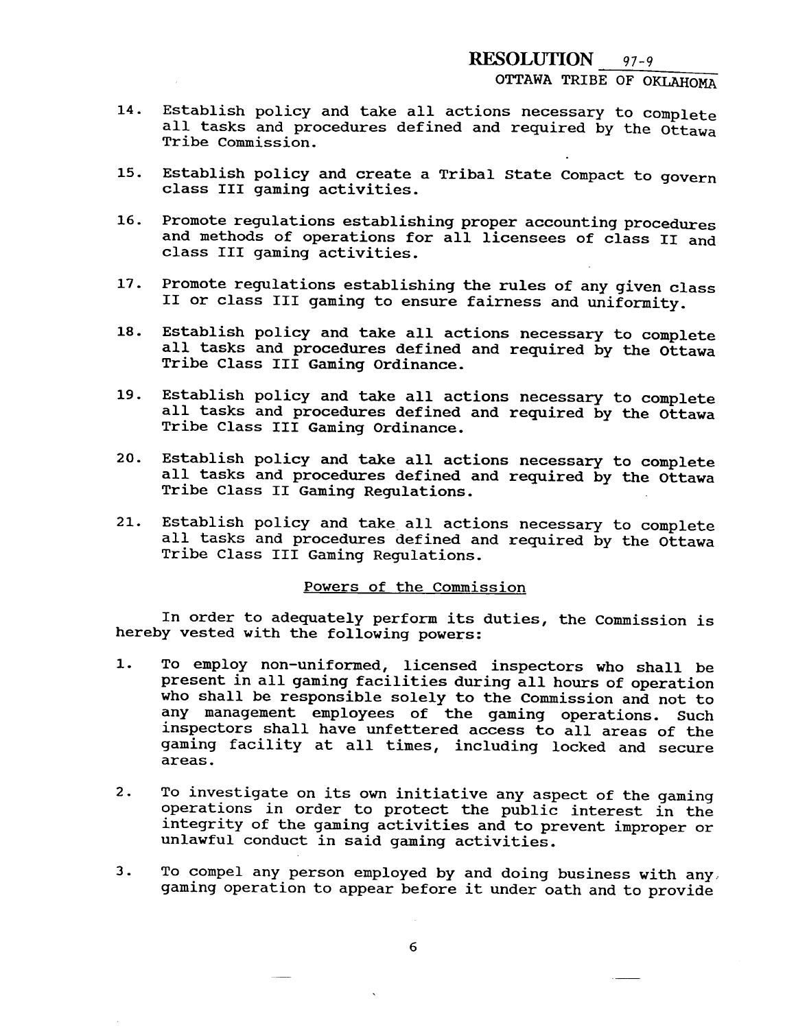14. Establish policy and take all actions necessary to complete all tasks and procedures defined and required by the Ottawa Tribe Commission.

15. Establish policy and create a Tribal State Compact to govern class III gaming activities.

16. Promote regulations establishing proper accounting procedures and methods of operations for all licensees of class II and class III gaming activities.

17. Promote regulations establishing the rules of any given class II or class III gaming to ensure fairness and uniformity.

18. Establish policy and take all actions necessary to complete all tasks and procedures defined and required by the Ottawa Tribe Class III Gaming Ordinance.

19. Establish policy and take all actions necessary to complete all tasks and procedures defined and required by the Ottawa Tribe Class III Gaming Ordinance.

20. Establish policy and take all actions necessary to complete all tasks and procedures defined and required by the Ottawa Tribe Class II Gaming Regulations.

21. Establish policy and take all actions necessary to complete all tasks and procedures defined and required by the Ottawa Tribe Class III Gaming Regulations.

## Powers of the Commission

In order to adequately perform its duties, the Commission is hereby vested with the following powers:

1. To employ non-uniformed, licensed inspectors who shall be present in all gaming facilities during all hours of operation who shall be responsible solely to the Commission and not to any management employees of the gaming operations. Such inspectors shall have unfettered access to all areas of the gaming facility at all times, including locked and secure areas.

2. To investigate on its own initiative any aspect of the gaming operations in order to protect the public interest in the integrity of the gaming activities and to prevent improper or unlawful conduct in said gaming activities.

3. To compel any person employed by and doing business with any gaming operation to appear before it under oath and to provide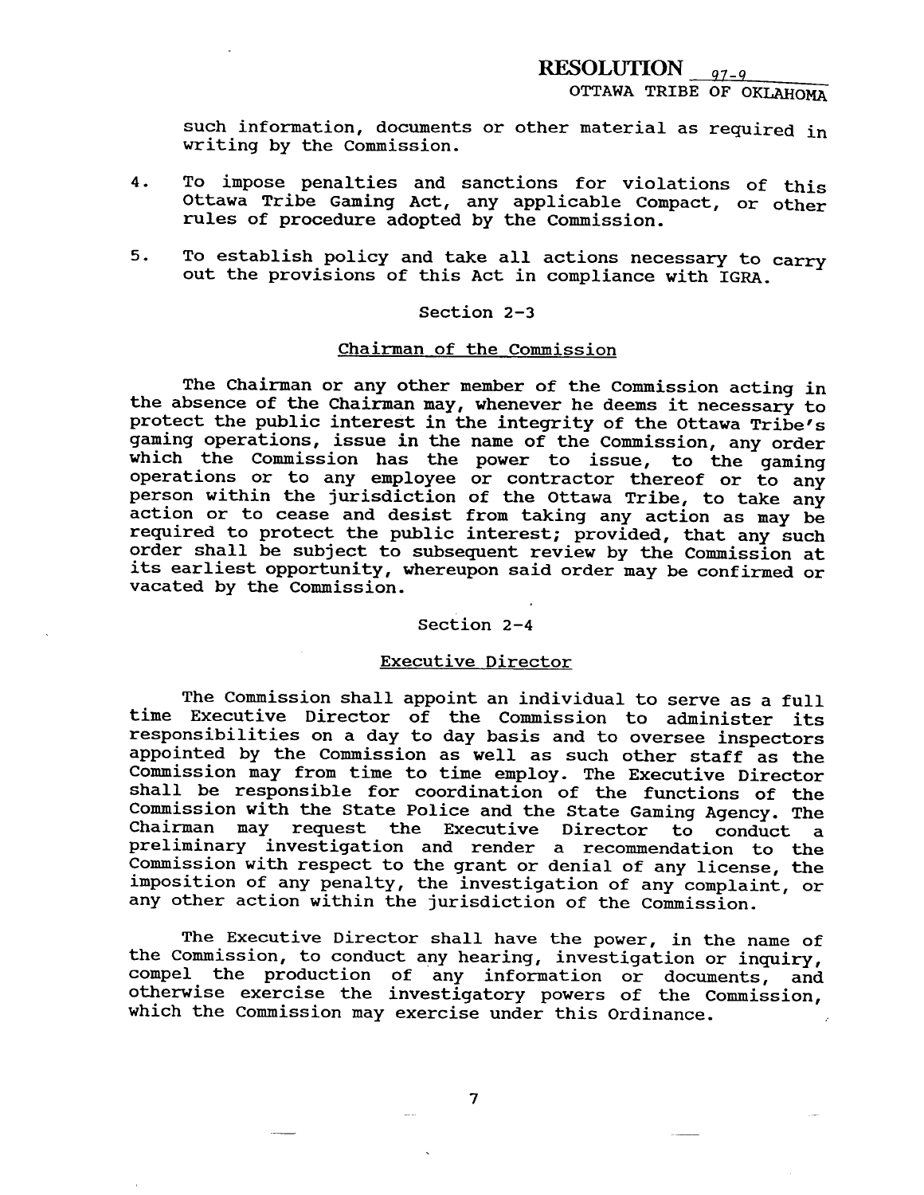such information, documents or other material as required in writing by the Commission.

4. To impose penalties and sanctions for violations of this Ottawa Tribe Gaming Act, any applicable Compact, or other rules of procedure adopted by the Commission.

5. To establish policy and take all actions necessary to carry out the provisions of this Act in compliance with IGRA.

### Section 2-3

### Chairman of the Commission

The Chairman or any other member of the Commission acting in the absence of the Chairman may, whenever he deems it necessary to protect the public interest in the integrity of the Ottawa Tribe's gaming operations, issue in the name of the Commission, any order which the Commission has the power to issue, to the gaming operations or to any employee or contractor thereof or to any person within the jurisdiction of the Ottawa Tribe, to take any action or to cease and desist from taking any action as may be required to protect the public interest; provided, that any such order shall be subject to subsequent review by the Commission at its earliest opportunity, whereupon said order may be confirmed or vacated by the Commission.

### Section 2-4

### Executive Director

The Commission shall appoint an individual to serve as a full time Executive Director of the Commission to administer its responsibilities on a day to day basis and to oversee inspectors appointed by the Commission as well as such other staff as the Commission may from time to time employ. The Executive Director shall be responsible for coordination of the functions of the Commission with the State Police and the State Gaming Agency. The Chairman may request the Executive Director to conduct a preliminary investigation and render a recommendation to the Commission with respect to the grant or denial of any license, the imposition of any penalty, the investigation of any complaint, or any other action within the jurisdiction of the Commission.

The Executive Director shall have the power, in the name of the Commission, to conduct any hearing, investigation or inquiry, compel the production of any information or documents, and otherwise exercise the investigatory powers of the Commission, which the Commission may exercise under this Ordinance.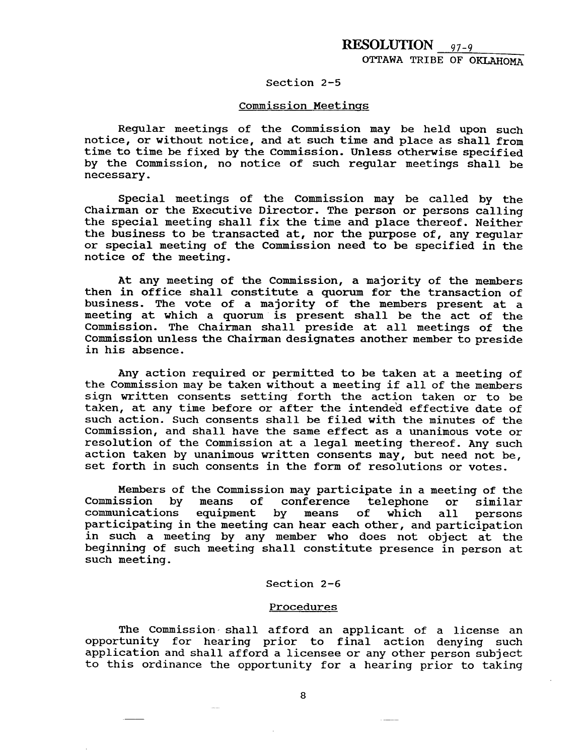## Section 2-5

### Commission Meetings

Regular meetings of the Commission may be held upon such notice, or without notice, and at such time and place as shall from time to time be fixed by the Commission. Unless otherwise specified by the Commission, no notice of such regular meetings shall be necessary.

Special meetings of the Commission may be called by the Chairman or the Executive Director. The person or persons calling the special meeting shall fix the time and place thereof. Neither the business to be transacted at, nor the purpose of, any regular or special meeting of the Commission need to be specified in the notice of the meeting.

At any meeting of the Commission, a majority of the members then in office shall constitute a quorum for the transaction of business. The vote of a majority of the members present at a meeting at which a quorum is present shall be the act of the Commission. The Chairman shall preside at all meetings of the Commission unless the Chairman designates another member to preside in his absence.

Any action required or permitted to be taken at a meeting of the Commission may be taken without a meeting if all of the members sign written consents setting forth the action taken or to be taken, at any time before or after the intended effective date of such action. Such consents shall be filed with the minutes of the Commission, and shall have the same effect as a unanimous vote or resolution of the Commission at a legal meeting thereof. Any such action taken by unanimous written consents may, but need not be, set forth in such consents in the form of resolutions or votes.

Members of the Commission may participate in a meeting of the Commission by means of conference telephone or similar communications equipment by means of which all persons participating in the meeting can hear each other, and participation in such a meeting by any member who does not object at the beginning of such meeting shall constitute presence in person at such meeting.

## Section 2-6

### Procedures

The Commission shall afford an applicant of a license an opportunity for hearing prior to final action denying such application and shall afford a licensee or any other person subject to this ordinance the opportunity for a hearing prior to taking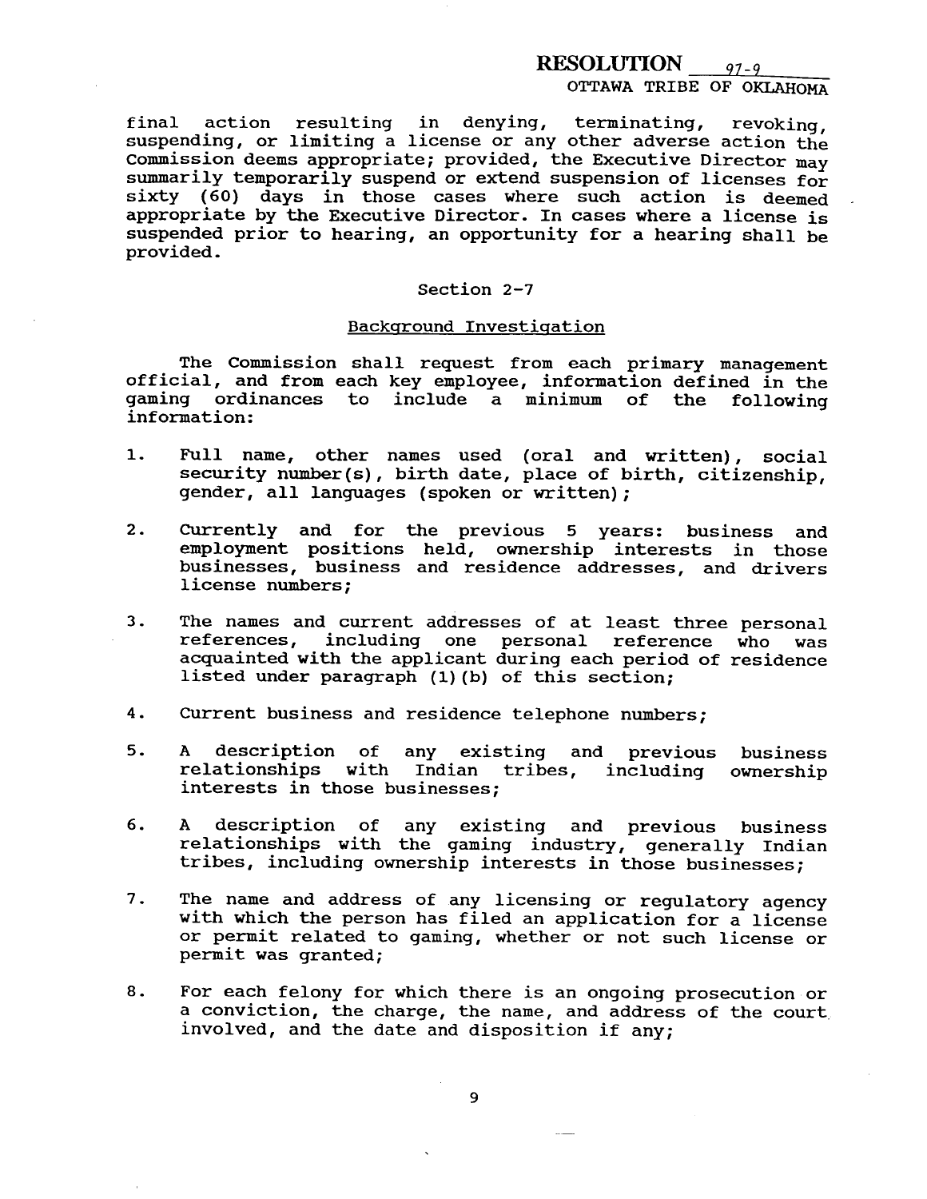final action resulting in denying, terminating, revoking, suspending, or limiting a license or any other adverse action the Commission deems appropriate; provided, the Executive Director may summarily temporarily suspend or extend suspension of licenses for sixty (60) days in those cases where such action is deemed appropriate by the Executive Director. In cases where a license is suspended prior to hearing, an opportunity for a hearing shall be provided.

Section 2-7

Background Investigation

The Commission shall request from each primary management official, and from each key employee, information defined in the gaming ordinances to include a minimum of the following information:

1. Full name, other names used (oral and written), social security number(s), birth date, place of birth, citizenship, gender, all languages (spoken or written);

2. Currently and for the previous 5 years: business and employment positions held, ownership interests in those businesses, business and residence addresses, and drivers license numbers;

3. The names and current addresses of at least three personal references, including one personal reference who was acquainted with the applicant during each period of residence listed under paragraph (1)(b) of this section;

4. Current business and residence telephone numbers;

5. A description of any existing and previous business relationships with Indian tribes, including ownership interests in those businesses;

6. A description of any existing and previous business relationships with the gaming industry, generally Indian tribes, including ownership interests in those businesses;

7. The name and address of any licensing or regulatory agency with which the person has filed an application for a license or permit related to gaming, whether or not such license or permit was granted;

8. For each felony for which there is an ongoing prosecution or a conviction, the charge, the name, and address of the court involved, and the date and disposition if any;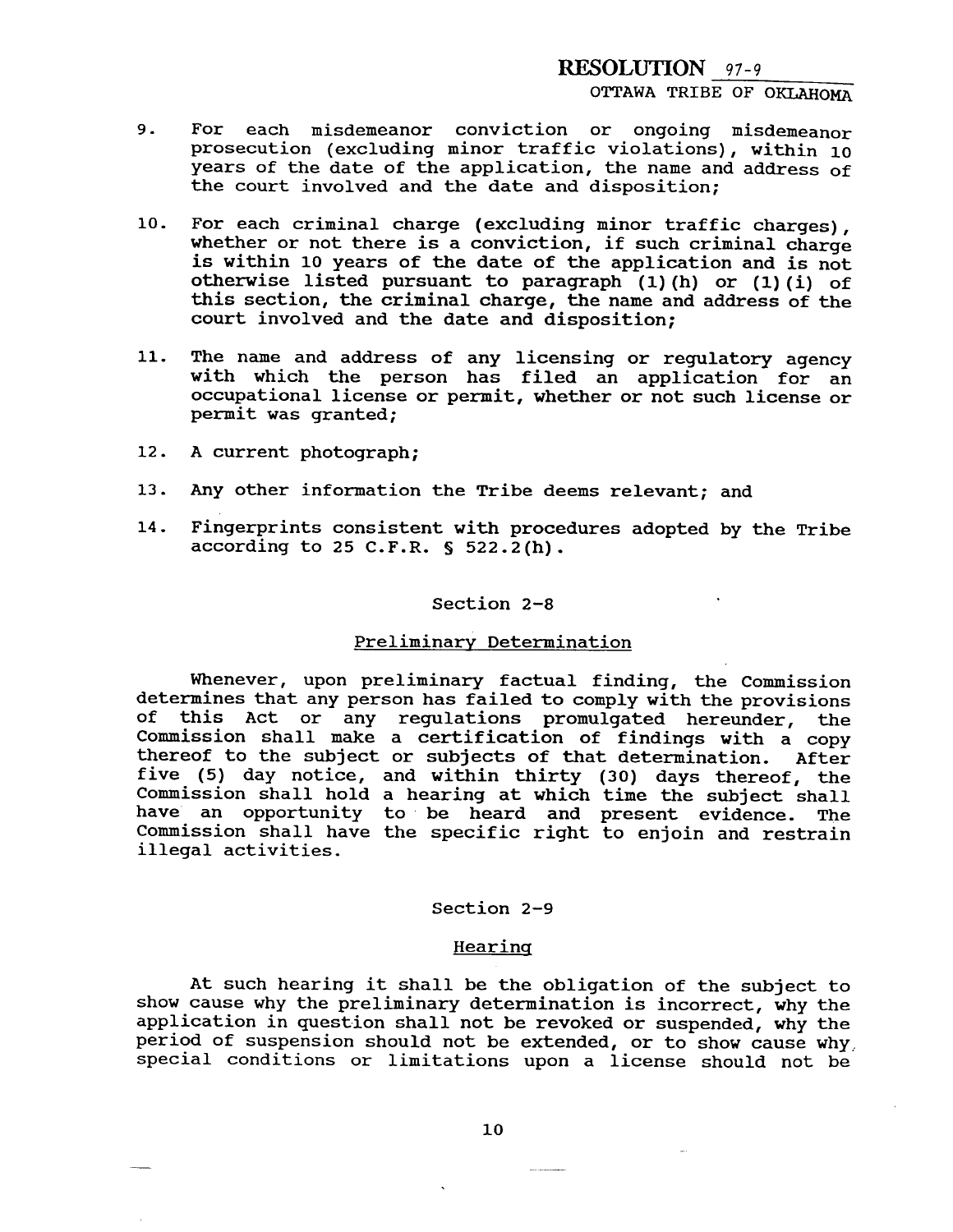9. For each misdemeanor conviction or ongoing misdemeanor prosecution (excluding minor traffic violations), within 10 years of the date of the application, the name and address of the court involved and the date and disposition;

10. For each criminal charge (excluding minor traffic charges), whether or not there is a conviction, if such criminal charge is within 10 years of the date of the application and is not otherwise listed pursuant to paragraph (1)(h) or (1)(i) of this section, the criminal charge, the name and address of the court involved and the date and disposition;

11. The name and address of any licensing or regulatory agency with which the person has filed an application for an occupational license or permit, whether or not such license or permit was granted;

12. A current photograph;

13. Any other information the Tribe deems relevant; and

14. Fingerprints consistent with procedures adopted by the Tribe according to 25 C.F.R. § 522.2(h).

Section 2-8

Preliminary Determination

Whenever, upon preliminary factual finding, the Commission determines that any person has failed to comply with the provisions of this Act or any regulations promulgated hereunder, the Commission shall make a certification of findings with a copy thereof to the subject or subjects of that determination. After five (5) day notice, and within thirty (30) days thereof, the Commission shall hold a hearing at which time the subject shall have an opportunity to be heard and present evidence. The Commission shall have the specific right to enjoin and restrain illegal activities.

Section 2-9

Hearing

At such hearing it shall be the obligation of the subject to show cause why the preliminary determination is incorrect, why the application in question shall not be revoked or suspended, why the period of suspension should not be extended, or to show cause why special conditions or limitations upon a license should not be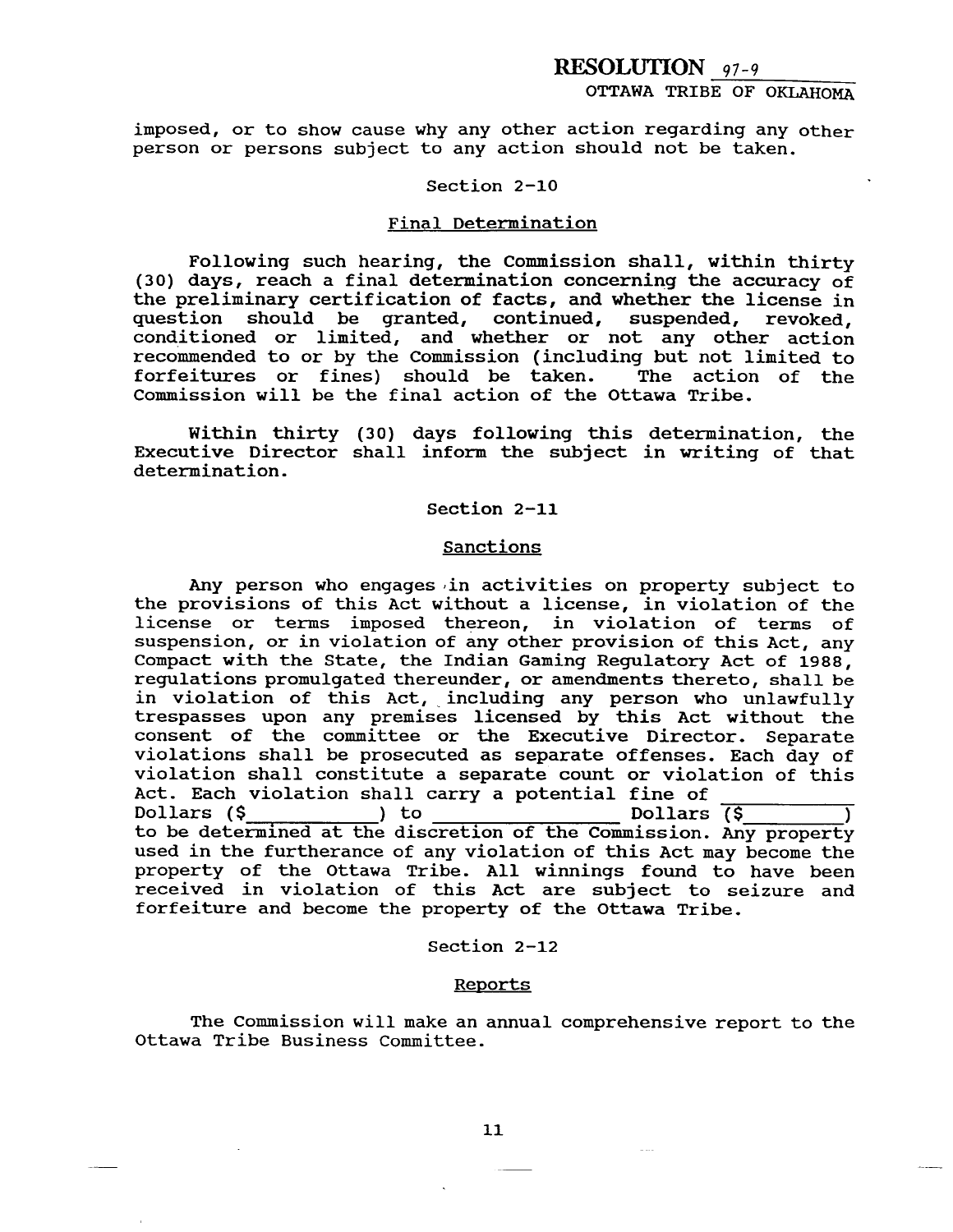imposed, or to show cause why any other action regarding any other person or persons subject to any action should not be taken.

Section 2-10

Final Determination

Following such hearing, the Commission shall, within thirty (30) days, reach a final determination concerning the accuracy of the preliminary certification of facts, and whether the license in question should be granted, continued, suspended, revoked, conditioned or limited, and whether or not any other action recommended to or by the Commission (including but not limited to forfeitures or fines) should be taken. The action of the Commission will be the final action of the Ottawa Tribe.

Within thirty (30) days following this determination, the Executive Director shall inform the subject in writing of that determination.

Section 2-11

Sanctions

Any person who engages in activities on property subject to the provisions of this Act without a license, in violation of the license or terms imposed thereon, in violation of terms of suspension, or in violation of any other provision of this Act, any Compact with the State, the Indian Gaming Regulatory Act of 1988, regulations promulgated thereunder, or amendments thereto, shall be in violation of this Act, including any person who unlawfully trespasses upon any premises licensed by this Act without the consent of the committee or the Executive Director. Separate violations shall be prosecuted as separate offenses. Each day of violation shall constitute a separate count or violation of this Act. Each violation shall carry a potential fine of __________ Dollars ($__________) to ______________ Dollars ($________) to be determined at the discretion of the Commission. Any property used in the furtherance of any violation of this Act may become the property of the Ottawa Tribe. All winnings found to have been received in violation of this Act are subject to seizure and forfeiture and become the property of the Ottawa Tribe.

Section 2-12

Reports

The Commission will make an annual comprehensive report to the Ottawa Tribe Business Committee.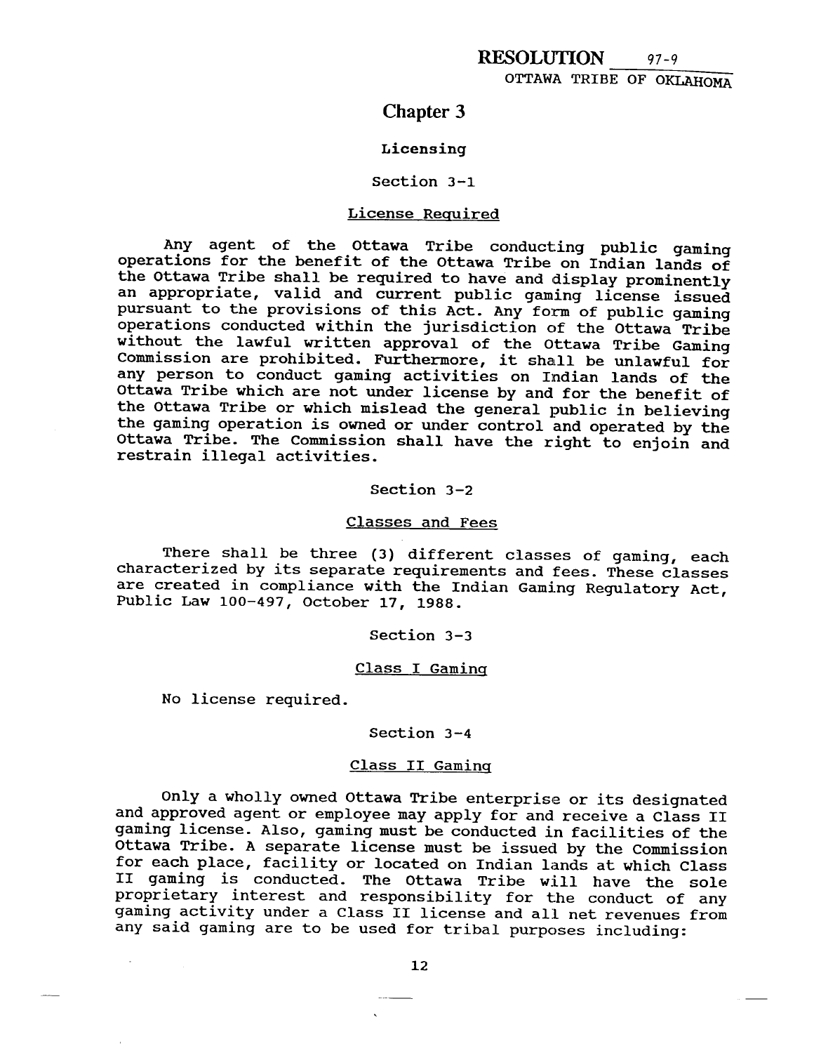# Chapter 3

## Licensing

### Section 3-1

### License Required

Any agent of the Ottawa Tribe conducting public gaming operations for the benefit of the Ottawa Tribe on Indian lands of the Ottawa Tribe shall be required to have and display prominently an appropriate, valid and current public gaming license issued pursuant to the provisions of this Act. Any form of public gaming operations conducted within the jurisdiction of the Ottawa Tribe without the lawful written approval of the Ottawa Tribe Gaming Commission are prohibited. Furthermore, it shall be unlawful for any person to conduct gaming activities on Indian lands of the Ottawa Tribe which are not under license by and for the benefit of the Ottawa Tribe or which mislead the general public in believing the gaming operation is owned or under control and operated by the Ottawa Tribe. The Commission shall have the right to enjoin and restrain illegal activities.

### Section 3-2

### Classes and Fees

There shall be three (3) different classes of gaming, each characterized by its separate requirements and fees. These classes are created in compliance with the Indian Gaming Regulatory Act, Public Law 100-497, October 17, 1988.

### Section 3-3

### Class I Gaming

No license required.

### Section 3-4

### Class II Gaming

Only a wholly owned Ottawa Tribe enterprise or its designated and approved agent or employee may apply for and receive a Class II gaming license. Also, gaming must be conducted in facilities of the Ottawa Tribe. A separate license must be issued by the Commission for each place, facility or located on Indian lands at which Class II gaming is conducted. The Ottawa Tribe will have the sole proprietary interest and responsibility for the conduct of any gaming activity under a Class II license and all net revenues from any said gaming are to be used for tribal purposes including: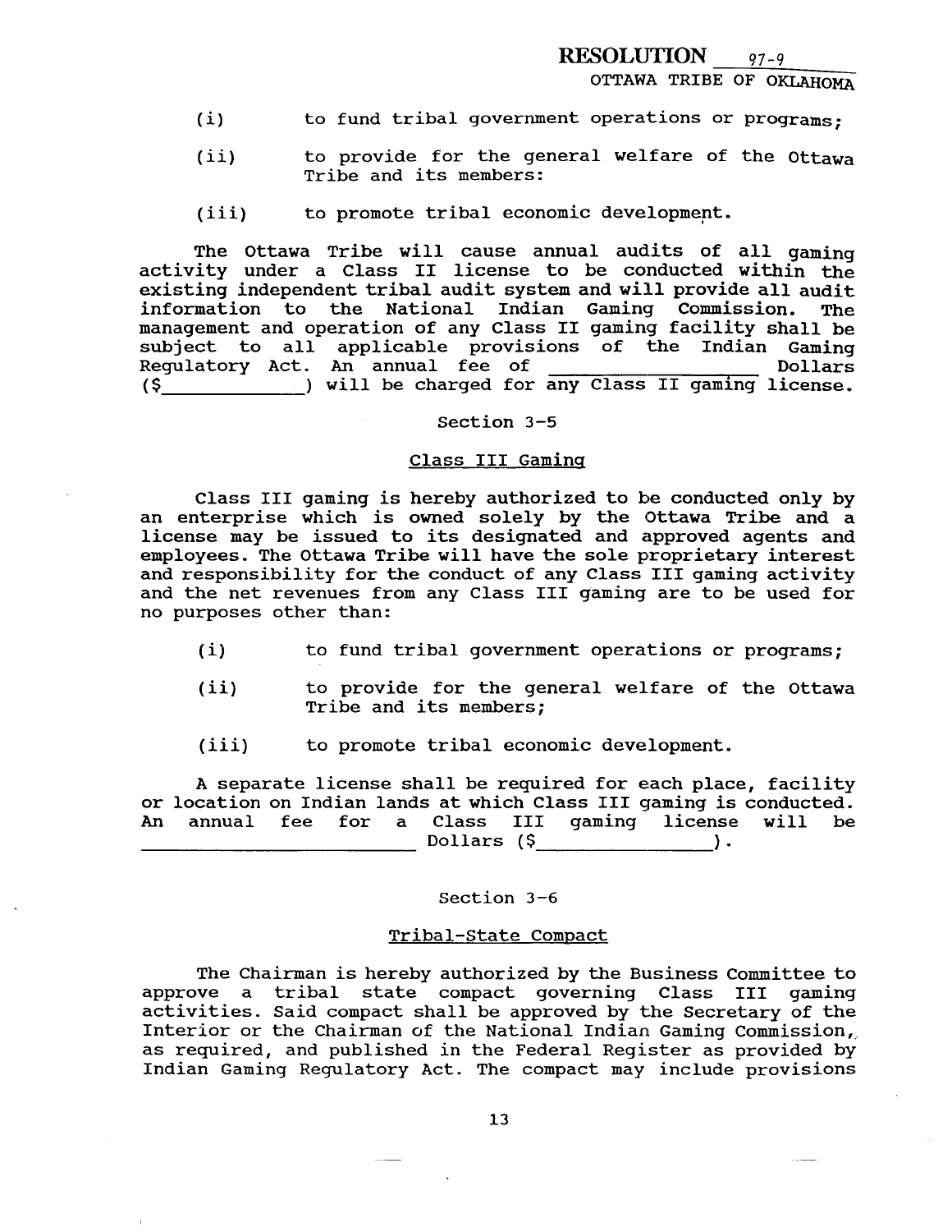(i) to fund tribal government operations or programs;

(ii) to provide for the general welfare of the Ottawa Tribe and its members:

(iii) to promote tribal economic development.

The Ottawa Tribe will cause annual audits of all gaming activity under a Class II license to be conducted within the existing independent tribal audit system and will provide all audit information to the National Indian Gaming Commission. The management and operation of any Class II gaming facility shall be subject to all applicable provisions of the Indian Gaming Regulatory Act. An annual fee of ________________ Dollars ($____________) will be charged for any Class II gaming license.

Section 3-5

Class III Gaming

Class III gaming is hereby authorized to be conducted only by an enterprise which is owned solely by the Ottawa Tribe and a license may be issued to its designated and approved agents and employees. The Ottawa Tribe will have the sole proprietary interest and responsibility for the conduct of any Class III gaming activity and the net revenues from any Class III gaming are to be used for no purposes other than:

(i) to fund tribal government operations or programs;

(ii) to provide for the general welfare of the Ottawa Tribe and its members;

(iii) to promote tribal economic development.

A separate license shall be required for each place, facility or location on Indian lands at which Class III gaming is conducted. An annual fee for a Class III gaming license will be ________________________ Dollars ($_______________).

Section 3-6

Tribal-State Compact

The Chairman is hereby authorized by the Business Committee to approve a tribal state compact governing Class III gaming activities. Said compact shall be approved by the Secretary of the Interior or the Chairman of the National Indian Gaming Commission, as required, and published in the Federal Register as provided by Indian Gaming Regulatory Act. The compact may include provisions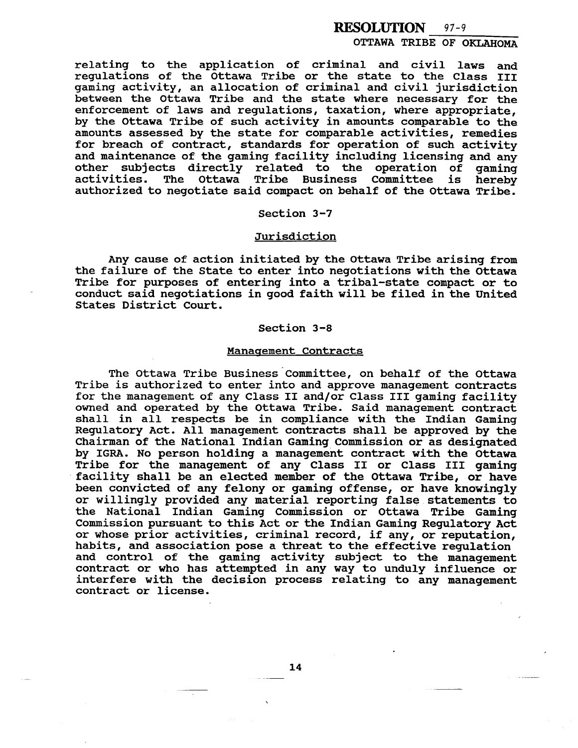relating to the application of criminal and civil laws and regulations of the Ottawa Tribe or the state to the Class III gaming activity, an allocation of criminal and civil jurisdiction between the Ottawa Tribe and the state where necessary for the enforcement of laws and regulations, taxation, where appropriate, by the Ottawa Tribe of such activity in amounts comparable to the amounts assessed by the state for comparable activities, remedies for breach of contract, standards for operation of such activity and maintenance of the gaming facility including licensing and any other subjects directly related to the operation of gaming activities. The Ottawa Tribe Business Committee is hereby authorized to negotiate said compact on behalf of the Ottawa Tribe.

### Section 3-7

#### Jurisdiction

Any cause of action initiated by the Ottawa Tribe arising from the failure of the State to enter into negotiations with the Ottawa Tribe for purposes of entering into a tribal-state compact or to conduct said negotiations in good faith will be filed in the United States District Court.

### Section 3-8

#### Management Contracts

The Ottawa Tribe Business Committee, on behalf of the Ottawa Tribe is authorized to enter into and approve management contracts for the management of any Class II and/or Class III gaming facility owned and operated by the Ottawa Tribe. Said management contract shall in all respects be in compliance with the Indian Gaming Regulatory Act. All management contracts shall be approved by the Chairman of the National Indian Gaming Commission or as designated by IGRA. No person holding a management contract with the Ottawa Tribe for the management of any Class II or Class III gaming facility shall be an elected member of the Ottawa Tribe, or have been convicted of any felony or gaming offense, or have knowingly or willingly provided any material reporting false statements to the National Indian Gaming Commission or Ottawa Tribe Gaming Commission pursuant to this Act or the Indian Gaming Regulatory Act or whose prior activities, criminal record, if any, or reputation, habits, and association pose a threat to the effective regulation and control of the gaming activity subject to the management contract or who has attempted in any way to unduly influence or interfere with the decision process relating to any management contract or license.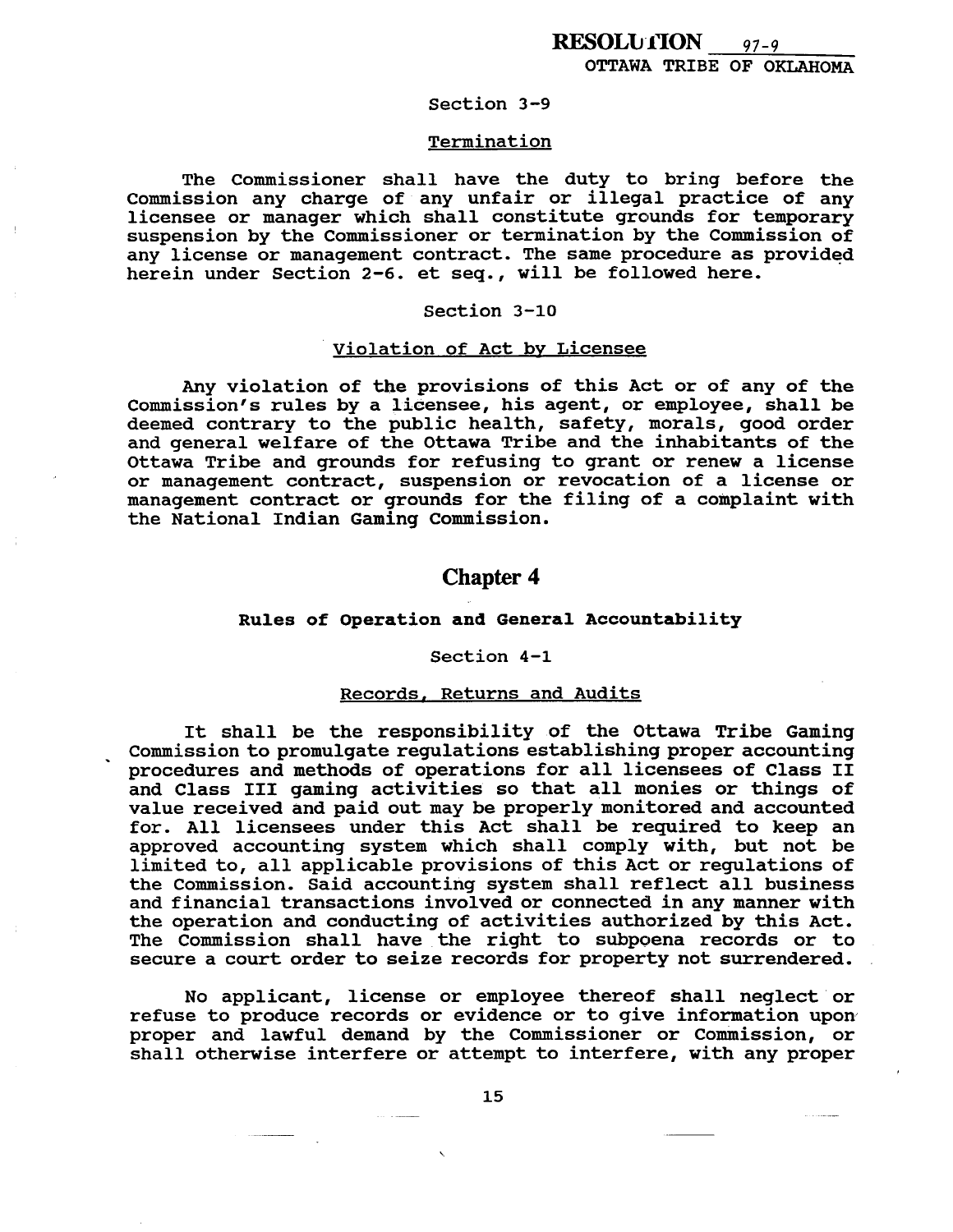### Section 3-9

### Termination

The Commissioner shall have the duty to bring before the Commission any charge of any unfair or illegal practice of any licensee or manager which shall constitute grounds for temporary suspension by the Commissioner or termination by the Commission of any license or management contract. The same procedure as provided herein under Section 2-6. et seq., will be followed here.

### Section 3-10

### Violation of Act by Licensee

Any violation of the provisions of this Act or of any of the Commission's rules by a licensee, his agent, or employee, shall be deemed contrary to the public health, safety, morals, good order and general welfare of the Ottawa Tribe and the inhabitants of the Ottawa Tribe and grounds for refusing to grant or renew a license or management contract, suspension or revocation of a license or management contract or grounds for the filing of a complaint with the National Indian Gaming Commission.

## Chapter 4

### Rules of Operation and General Accountability

### Section 4-1

### Records, Returns and Audits

It shall be the responsibility of the Ottawa Tribe Gaming Commission to promulgate regulations establishing proper accounting procedures and methods of operations for all licensees of Class II and Class III gaming activities so that all monies or things of value received and paid out may be properly monitored and accounted for. All licensees under this Act shall be required to keep an approved accounting system which shall comply with, but not be limited to, all applicable provisions of this Act or regulations of the Commission. Said accounting system shall reflect all business and financial transactions involved or connected in any manner with the operation and conducting of activities authorized by this Act. The Commission shall have the right to subpoena records or to secure a court order to seize records for property not surrendered.

No applicant, license or employee thereof shall neglect or refuse to produce records or evidence or to give information upon proper and lawful demand by the Commissioner or Commission, or shall otherwise interfere or attempt to interfere, with any proper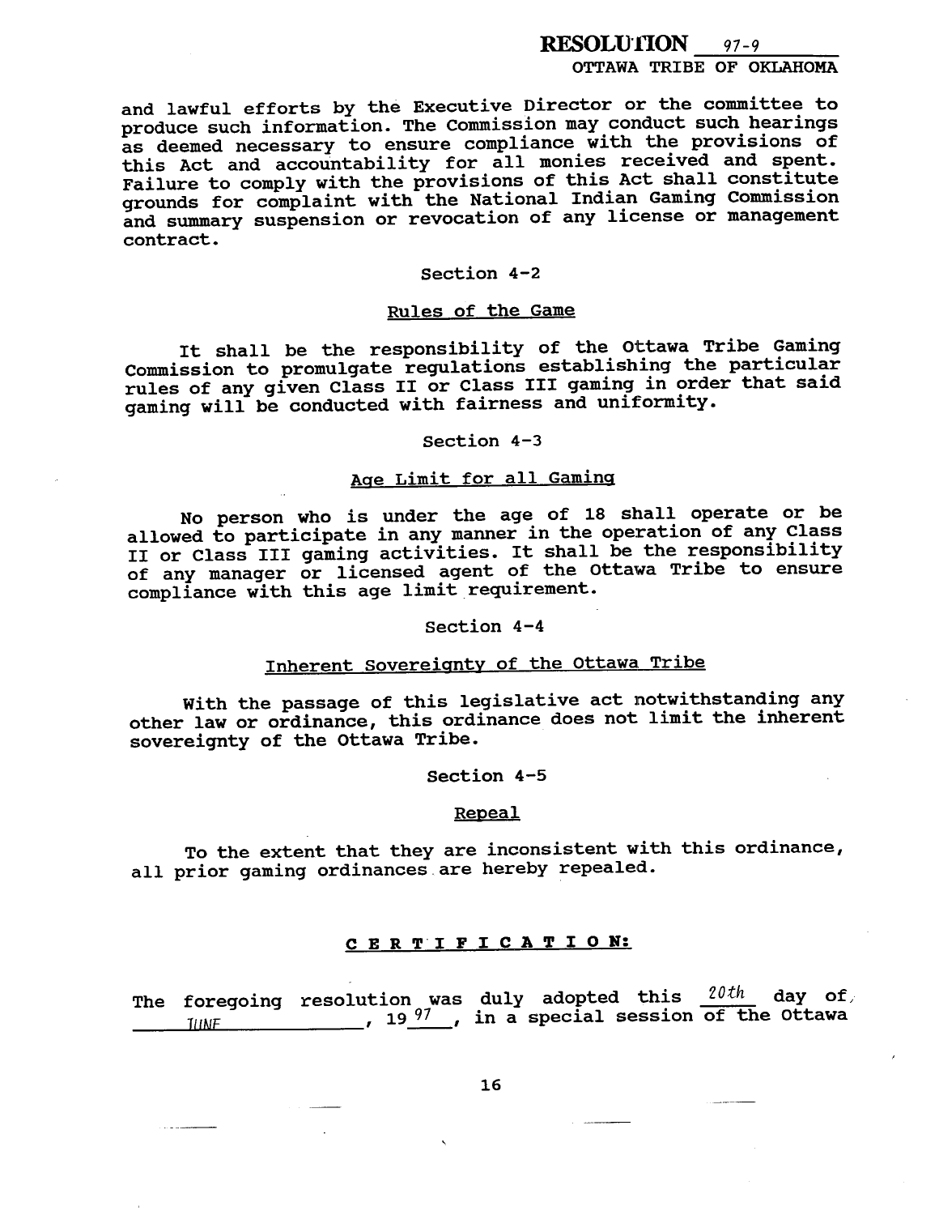and lawful efforts by the Executive Director or the committee to produce such information. The Commission may conduct such hearings as deemed necessary to ensure compliance with the provisions of this Act and accountability for all monies received and spent. Failure to comply with the provisions of this Act shall constitute grounds for complaint with the National Indian Gaming Commission and summary suspension or revocation of any license or management contract.

Section 4-2

Rules of the Game

It shall be the responsibility of the Ottawa Tribe Gaming Commission to promulgate regulations establishing the particular rules of any given Class II or Class III gaming in order that said gaming will be conducted with fairness and uniformity.

Section 4-3

Age Limit for all Gaming

No person who is under the age of 18 shall operate or be allowed to participate in any manner in the operation of any Class II or Class III gaming activities. It shall be the responsibility of any manager or licensed agent of the Ottawa Tribe to ensure compliance with this age limit requirement.

Section 4-4

Inherent Sovereignty of the Ottawa Tribe

With the passage of this legislative act notwithstanding any other law or ordinance, this ordinance does not limit the inherent sovereignty of the Ottawa Tribe.

Section 4-5

Repeal

To the extent that they are inconsistent with this ordinance, all prior gaming ordinances are hereby repealed.

**C E R T I F I C A T I O N:**

The foregoing resolution was duly adopted this 20th day of JUNE, 1997, in a special session of the Ottawa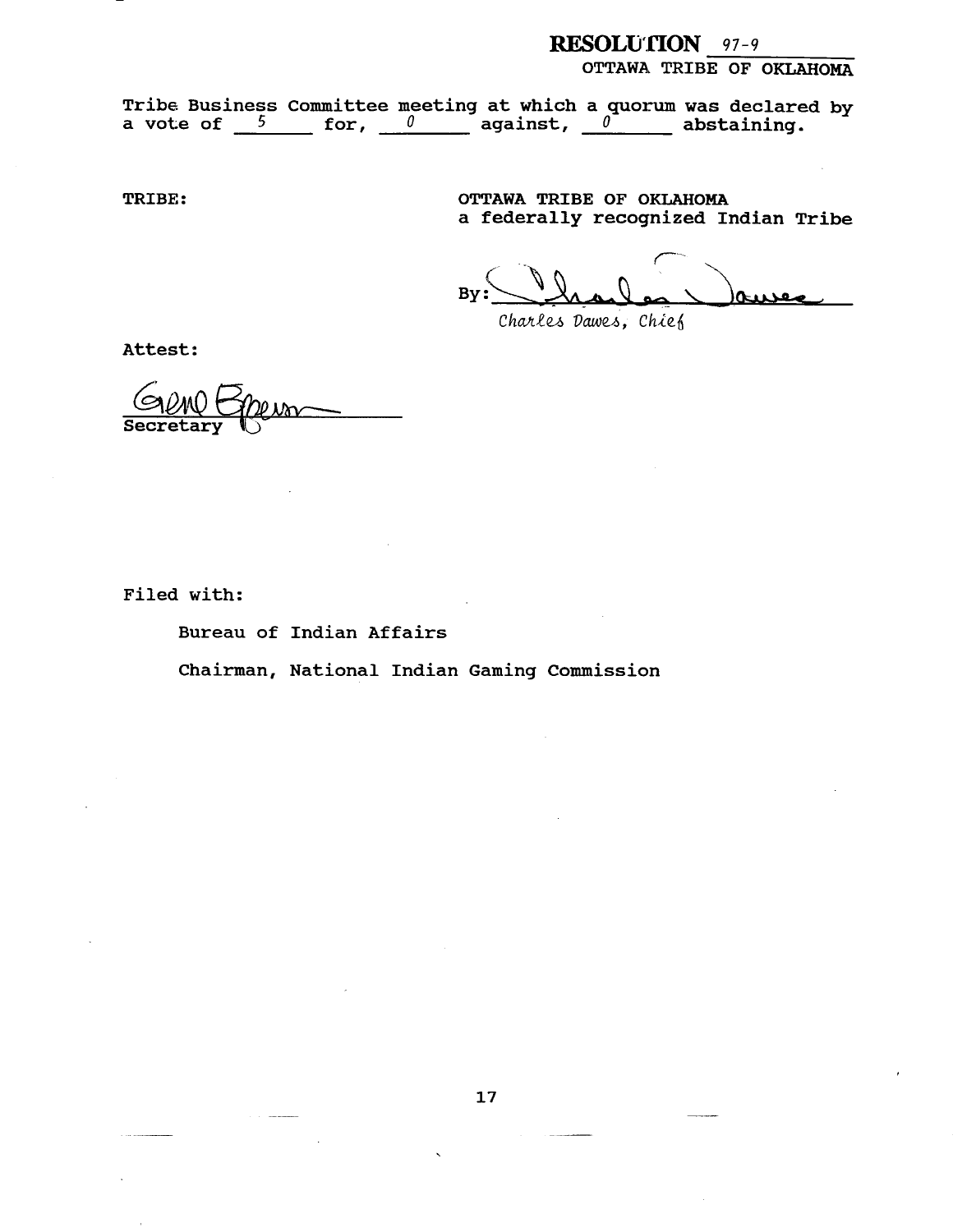**RESOLUTION** 97-9
OTTAWA TRIBE OF OKLAHOMA

Tribe Business Committee meeting at which a quorum was declared by a vote of 5 for, 0 against, 0 abstaining.

TRIBE:

OTTAWA TRIBE OF OKLAHOMA
a federally recognized Indian Tribe

By: Charles Dawes
*Charles Dawes, Chief*

Attest:

Gene Brown
Secretary

Filed with:

Bureau of Indian Affairs

Chairman, National Indian Gaming Commission